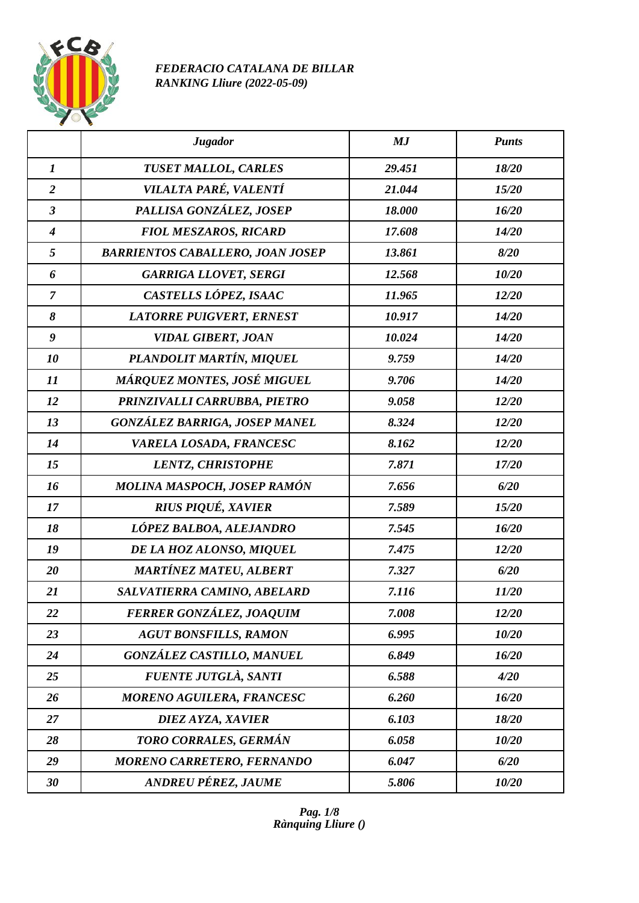*FEDERACIO CATALANA DE BILLAR*
*RANKING Lliure (2022-05-09)*

| | Jugador | MJ | Punts |
|---|---|---|---|
| 1 | TUSET MALLOL, CARLES | 29.451 | 18/20 |
| 2 | VILALTA PARÉ, VALENTÍ | 21.044 | 15/20 |
| 3 | PALLISA GONZÁLEZ, JOSEP | 18.000 | 16/20 |
| 4 | FIOL MESZAROS, RICARD | 17.608 | 14/20 |
| 5 | BARRIENTOS CABALLERO, JOAN JOSEP | 13.861 | 8/20 |
| 6 | GARRIGA LLOVET, SERGI | 12.568 | 10/20 |
| 7 | CASTELLS LÓPEZ, ISAAC | 11.965 | 12/20 |
| 8 | LATORRE PUIGVERT, ERNEST | 10.917 | 14/20 |
| 9 | VIDAL GIBERT, JOAN | 10.024 | 14/20 |
| 10 | PLANDOLIT MARTÍN, MIQUEL | 9.759 | 14/20 |
| 11 | MÁRQUEZ MONTES, JOSÉ MIGUEL | 9.706 | 14/20 |
| 12 | PRINZIVALLI CARRUBBA, PIETRO | 9.058 | 12/20 |
| 13 | GONZÁLEZ BARRIGA, JOSEP MANEL | 8.324 | 12/20 |
| 14 | VARELA LOSADA, FRANCESC | 8.162 | 12/20 |
| 15 | LENTZ, CHRISTOPHE | 7.871 | 17/20 |
| 16 | MOLINA MASPOCH, JOSEP RAMÓN | 7.656 | 6/20 |
| 17 | RIUS PIQUÉ, XAVIER | 7.589 | 15/20 |
| 18 | LÓPEZ BALBOA, ALEJANDRO | 7.545 | 16/20 |
| 19 | DE LA HOZ ALONSO, MIQUEL | 7.475 | 12/20 |
| 20 | MARTÍNEZ MATEU, ALBERT | 7.327 | 6/20 |
| 21 | SALVATIERRA CAMINO, ABELARD | 7.116 | 11/20 |
| 22 | FERRER GONZÁLEZ, JOAQUIM | 7.008 | 12/20 |
| 23 | AGUT BONSFILLS, RAMON | 6.995 | 10/20 |
| 24 | GONZÁLEZ CASTILLO, MANUEL | 6.849 | 16/20 |
| 25 | FUENTE JUTGLÀ, SANTI | 6.588 | 4/20 |
| 26 | MORENO AGUILERA, FRANCESC | 6.260 | 16/20 |
| 27 | DIEZ AYZA, XAVIER | 6.103 | 18/20 |
| 28 | TORO CORRALES, GERMÁN | 6.058 | 10/20 |
| 29 | MORENO CARRETERO, FERNANDO | 6.047 | 6/20 |
| 30 | ANDREU PÉREZ, JAUME | 5.806 | 10/20 |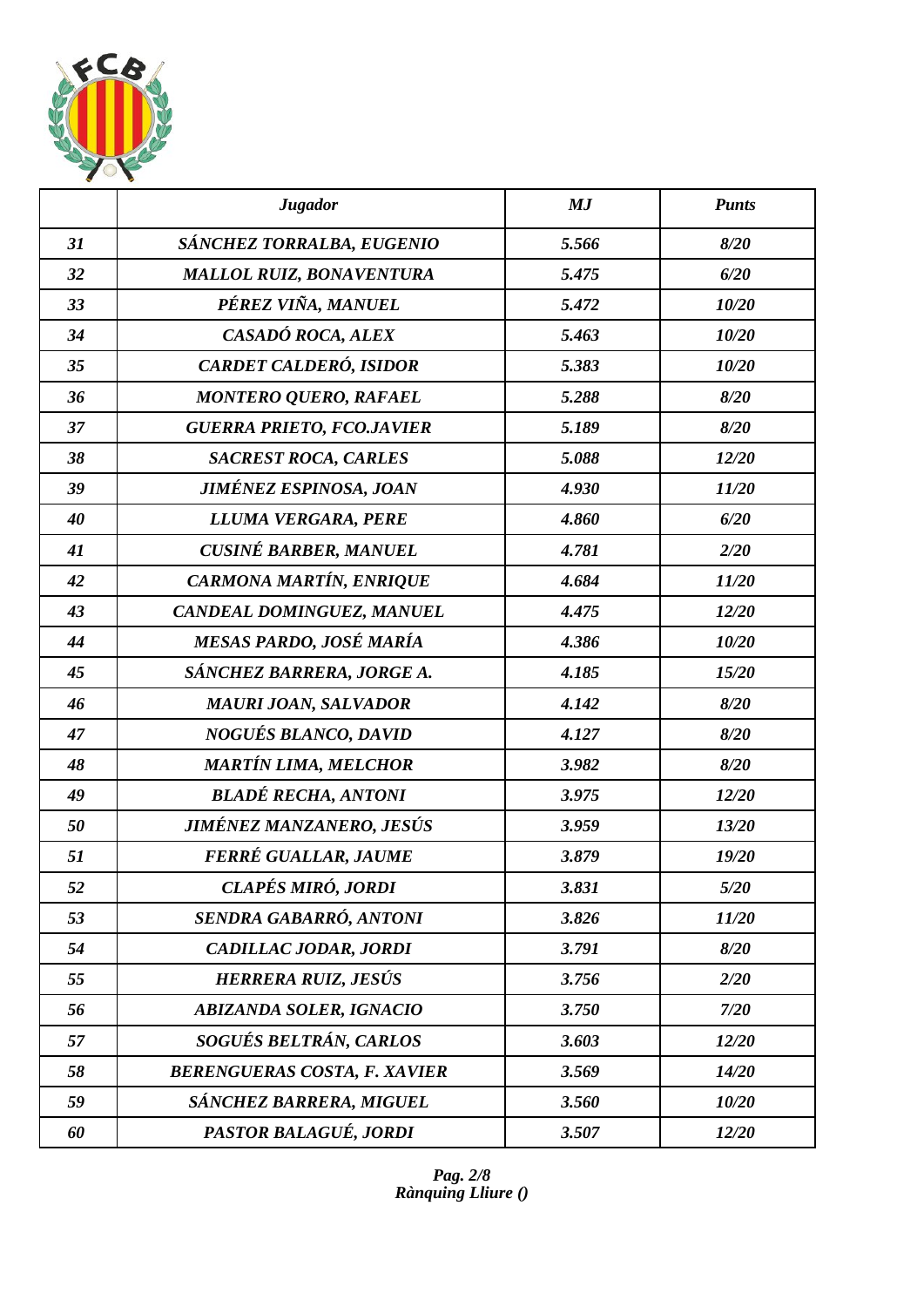| | *Jugador* | *MJ* | *Punts* |
|---|---|---|---|
| *31* | *SÁNCHEZ TORRALBA, EUGENIO* | *5.566* | *8/20* |
| *32* | *MALLOL RUIZ, BONAVENTURA* | *5.475* | *6/20* |
| *33* | *PÉREZ VIÑA, MANUEL* | *5.472* | *10/20* |
| *34* | *CASADÓ ROCA, ALEX* | *5.463* | *10/20* |
| *35* | *CARDET CALDERÓ, ISIDOR* | *5.383* | *10/20* |
| *36* | *MONTERO QUERO, RAFAEL* | *5.288* | *8/20* |
| *37* | *GUERRA PRIETO, FCO.JAVIER* | *5.189* | *8/20* |
| *38* | *SACREST ROCA, CARLES* | *5.088* | *12/20* |
| *39* | *JIMÉNEZ ESPINOSA, JOAN* | *4.930* | *11/20* |
| *40* | *LLUMA VERGARA, PERE* | *4.860* | *6/20* |
| *41* | *CUSINÉ BARBER, MANUEL* | *4.781* | *2/20* |
| *42* | *CARMONA MARTÍN, ENRIQUE* | *4.684* | *11/20* |
| *43* | *CANDEAL DOMINGUEZ, MANUEL* | *4.475* | *12/20* |
| *44* | *MESAS PARDO, JOSÉ MARÍA* | *4.386* | *10/20* |
| *45* | *SÁNCHEZ BARRERA, JORGE A.* | *4.185* | *15/20* |
| *46* | *MAURI JOAN, SALVADOR* | *4.142* | *8/20* |
| *47* | *NOGUÉS BLANCO, DAVID* | *4.127* | *8/20* |
| *48* | *MARTÍN LIMA, MELCHOR* | *3.982* | *8/20* |
| *49* | *BLADÉ RECHA, ANTONI* | *3.975* | *12/20* |
| *50* | *JIMÉNEZ MANZANERO, JESÚS* | *3.959* | *13/20* |
| *51* | *FERRÉ GUALLAR, JAUME* | *3.879* | *19/20* |
| *52* | *CLAPÉS MIRÓ, JORDI* | *3.831* | *5/20* |
| *53* | *SENDRA GABARRÓ, ANTONI* | *3.826* | *11/20* |
| *54* | *CADILLAC JODAR, JORDI* | *3.791* | *8/20* |
| *55* | *HERRERA RUIZ, JESÚS* | *3.756* | *2/20* |
| *56* | *ABIZANDA SOLER, IGNACIO* | *3.750* | *7/20* |
| *57* | *SOGUÉS BELTRÁN, CARLOS* | *3.603* | *12/20* |
| *58* | *BERENGUERAS COSTA, F. XAVIER* | *3.569* | *14/20* |
| *59* | *SÁNCHEZ BARRERA, MIGUEL* | *3.560* | *10/20* |
| *60* | *PASTOR BALAGUÉ, JORDI* | *3.507* | *12/20* |

*Rànquing Lliure ()*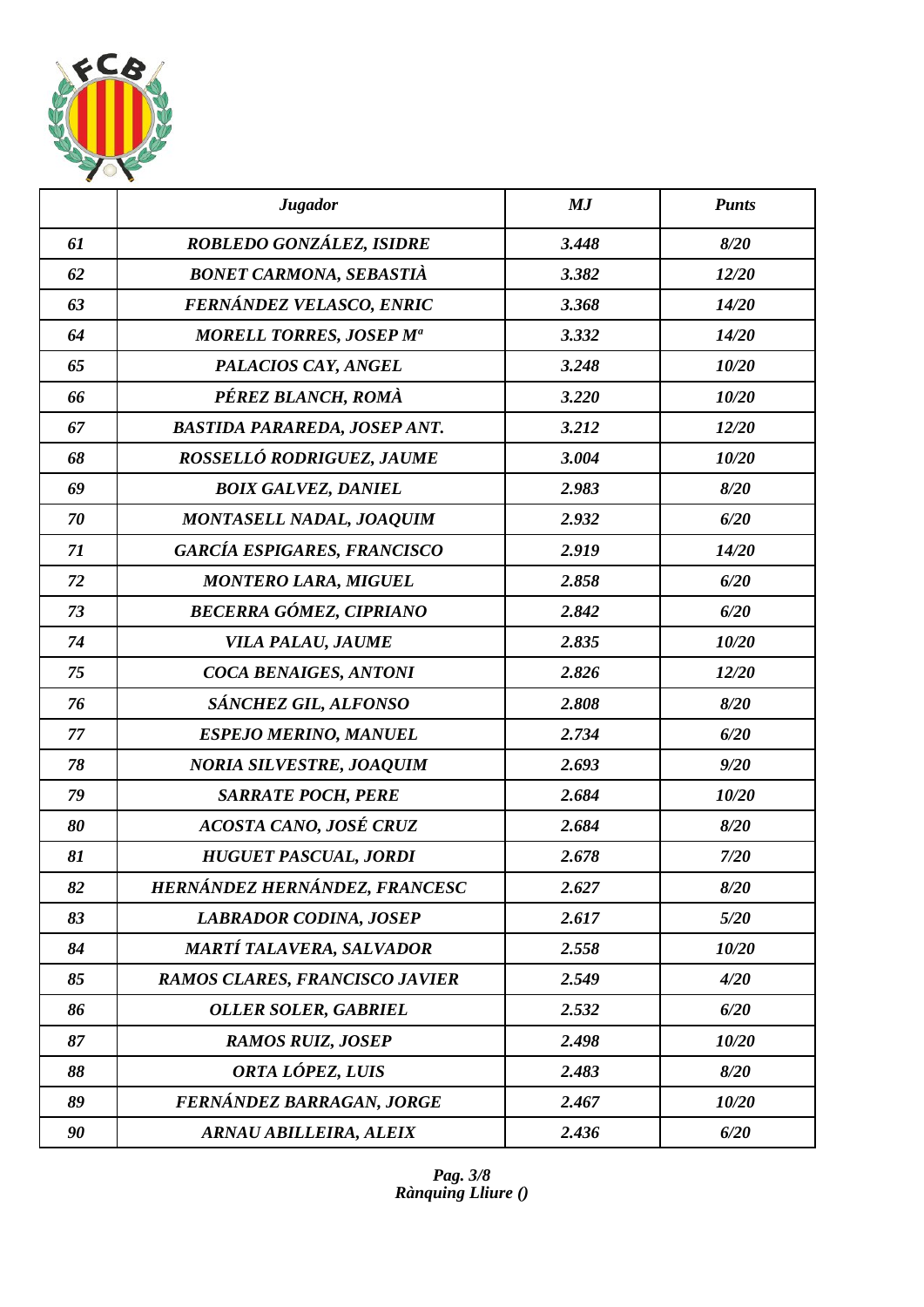| | *Jugador* | *MJ* | *Punts* |
|---|---|---|---|
| *61* | *ROBLEDO GONZÁLEZ, ISIDRE* | *3.448* | *8/20* |
| *62* | *BONET CARMONA, SEBASTIÀ* | *3.382* | *12/20* |
| *63* | *FERNÁNDEZ VELASCO, ENRIC* | *3.368* | *14/20* |
| *64* | *MORELL TORRES, JOSEP Mª* | *3.332* | *14/20* |
| *65* | *PALACIOS CAY, ANGEL* | *3.248* | *10/20* |
| *66* | *PÉREZ BLANCH, ROMÀ* | *3.220* | *10/20* |
| *67* | *BASTIDA PARAREDA, JOSEP ANT.* | *3.212* | *12/20* |
| *68* | *ROSSELLÓ RODRIGUEZ, JAUME* | *3.004* | *10/20* |
| *69* | *BOIX GALVEZ, DANIEL* | *2.983* | *8/20* |
| *70* | *MONTASELL NADAL, JOAQUIM* | *2.932* | *6/20* |
| *71* | *GARCÍA ESPIGARES, FRANCISCO* | *2.919* | *14/20* |
| *72* | *MONTERO LARA, MIGUEL* | *2.858* | *6/20* |
| *73* | *BECERRA GÓMEZ, CIPRIANO* | *2.842* | *6/20* |
| *74* | *VILA PALAU, JAUME* | *2.835* | *10/20* |
| *75* | *COCA BENAIGES, ANTONI* | *2.826* | *12/20* |
| *76* | *SÁNCHEZ GIL, ALFONSO* | *2.808* | *8/20* |
| *77* | *ESPEJO MERINO, MANUEL* | *2.734* | *6/20* |
| *78* | *NORIA SILVESTRE, JOAQUIM* | *2.693* | *9/20* |
| *79* | *SARRATE POCH, PERE* | *2.684* | *10/20* |
| *80* | *ACOSTA CANO, JOSÉ CRUZ* | *2.684* | *8/20* |
| *81* | *HUGUET PASCUAL, JORDI* | *2.678* | *7/20* |
| *82* | *HERNÁNDEZ HERNÁNDEZ, FRANCESC* | *2.627* | *8/20* |
| *83* | *LABRADOR CODINA, JOSEP* | *2.617* | *5/20* |
| *84* | *MARTÍ TALAVERA, SALVADOR* | *2.558* | *10/20* |
| *85* | *RAMOS CLARES, FRANCISCO JAVIER* | *2.549* | *4/20* |
| *86* | *OLLER SOLER, GABRIEL* | *2.532* | *6/20* |
| *87* | *RAMOS RUIZ, JOSEP* | *2.498* | *10/20* |
| *88* | *ORTA LÓPEZ, LUIS* | *2.483* | *8/20* |
| *89* | *FERNÁNDEZ BARRAGAN, JORGE* | *2.467* | *10/20* |
| *90* | *ARNAU ABILLEIRA, ALEIX* | *2.436* | *6/20* |

*Rànquing Lliure ()*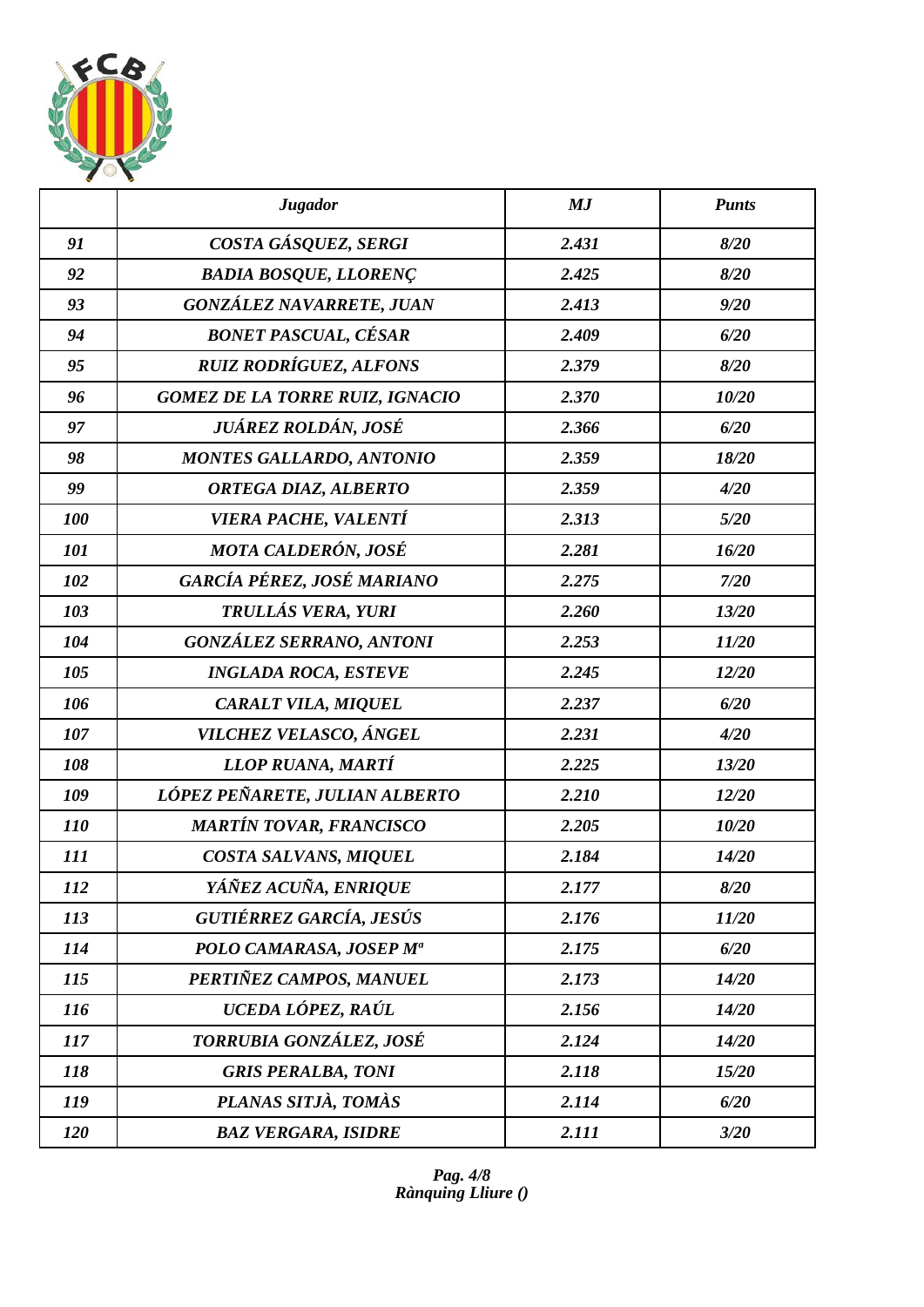|  | *Jugador* | *MJ* | *Punts* |
|---|---|---|---|
| *91* | *COSTA GÁSQUEZ, SERGI* | *2.431* | *8/20* |
| *92* | *BADIA BOSQUE, LLORENÇ* | *2.425* | *8/20* |
| *93* | *GONZÁLEZ NAVARRETE, JUAN* | *2.413* | *9/20* |
| *94* | *BONET PASCUAL, CÉSAR* | *2.409* | *6/20* |
| *95* | *RUIZ RODRÍGUEZ, ALFONS* | *2.379* | *8/20* |
| *96* | *GOMEZ DE LA TORRE RUIZ, IGNACIO* | *2.370* | *10/20* |
| *97* | *JUÁREZ ROLDÁN, JOSÉ* | *2.366* | *6/20* |
| *98* | *MONTES GALLARDO, ANTONIO* | *2.359* | *18/20* |
| *99* | *ORTEGA DIAZ, ALBERTO* | *2.359* | *4/20* |
| *100* | *VIERA PACHE, VALENTÍ* | *2.313* | *5/20* |
| *101* | *MOTA CALDERÓN, JOSÉ* | *2.281* | *16/20* |
| *102* | *GARCÍA PÉREZ, JOSÉ MARIANO* | *2.275* | *7/20* |
| *103* | *TRULLÁS VERA, YURI* | *2.260* | *13/20* |
| *104* | *GONZÁLEZ SERRANO, ANTONI* | *2.253* | *11/20* |
| *105* | *INGLADA ROCA, ESTEVE* | *2.245* | *12/20* |
| *106* | *CARALT VILA, MIQUEL* | *2.237* | *6/20* |
| *107* | *VILCHEZ VELASCO, ÁNGEL* | *2.231* | *4/20* |
| *108* | *LLOP RUANA, MARTÍ* | *2.225* | *13/20* |
| *109* | *LÓPEZ PEÑARETE, JULIAN ALBERTO* | *2.210* | *12/20* |
| *110* | *MARTÍN TOVAR, FRANCISCO* | *2.205* | *10/20* |
| *111* | *COSTA SALVANS, MIQUEL* | *2.184* | *14/20* |
| *112* | *YÁÑEZ ACUÑA, ENRIQUE* | *2.177* | *8/20* |
| *113* | *GUTIÉRREZ GARCÍA, JESÚS* | *2.176* | *11/20* |
| *114* | *POLO CAMARASA, JOSEP Mª* | *2.175* | *6/20* |
| *115* | *PERTIÑEZ CAMPOS, MANUEL* | *2.173* | *14/20* |
| *116* | *UCEDA LÓPEZ, RAÚL* | *2.156* | *14/20* |
| *117* | *TORRUBIA GONZÁLEZ, JOSÉ* | *2.124* | *14/20* |
| *118* | *GRIS PERALBA, TONI* | *2.118* | *15/20* |
| *119* | *PLANAS SITJÀ, TOMÀS* | *2.114* | *6/20* |
| *120* | *BAZ VERGARA, ISIDRE* | *2.111* | *3/20* |

*Rànquing Lliure ()*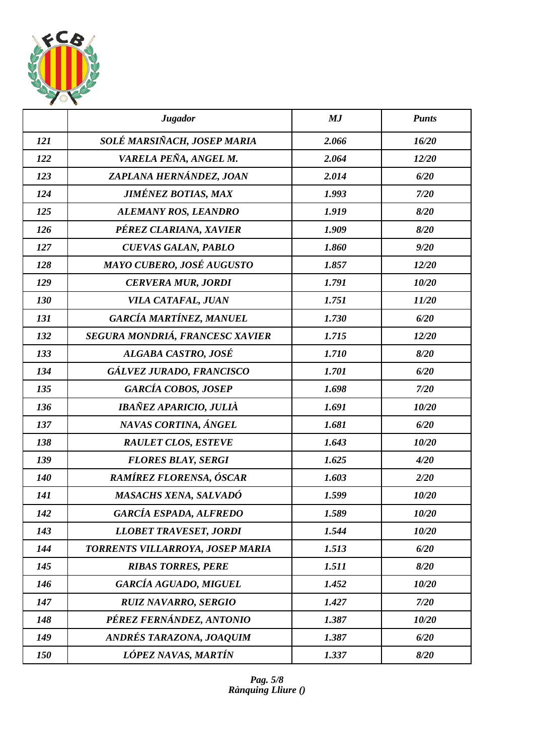| | *Jugador* | *MJ* | *Punts* |
|---|---|---|---|
| *121* | *SOLÉ MARSIÑACH, JOSEP MARIA* | *2.066* | *16/20* |
| *122* | *VARELA PEÑA, ANGEL M.* | *2.064* | *12/20* |
| *123* | *ZAPLANA HERNÁNDEZ, JOAN* | *2.014* | *6/20* |
| *124* | *JIMÉNEZ BOTIAS, MAX* | *1.993* | *7/20* |
| *125* | *ALEMANY ROS, LEANDRO* | *1.919* | *8/20* |
| *126* | *PÉREZ CLARIANA, XAVIER* | *1.909* | *8/20* |
| *127* | *CUEVAS GALAN, PABLO* | *1.860* | *9/20* |
| *128* | *MAYO CUBERO, JOSÉ AUGUSTO* | *1.857* | *12/20* |
| *129* | *CERVERA MUR, JORDI* | *1.791* | *10/20* |
| *130* | *VILA CATAFAL, JUAN* | *1.751* | *11/20* |
| *131* | *GARCÍA MARTÍNEZ, MANUEL* | *1.730* | *6/20* |
| *132* | *SEGURA MONDRIÁ, FRANCESC XAVIER* | *1.715* | *12/20* |
| *133* | *ALGABA CASTRO, JOSÉ* | *1.710* | *8/20* |
| *134* | *GÁLVEZ JURADO, FRANCISCO* | *1.701* | *6/20* |
| *135* | *GARCÍA COBOS, JOSEP* | *1.698* | *7/20* |
| *136* | *IBAÑEZ APARICIO, JULIÀ* | *1.691* | *10/20* |
| *137* | *NAVAS CORTINA, ÁNGEL* | *1.681* | *6/20* |
| *138* | *RAULET CLOS, ESTEVE* | *1.643* | *10/20* |
| *139* | *FLORES BLAY, SERGI* | *1.625* | *4/20* |
| *140* | *RAMÍREZ FLORENSA, ÓSCAR* | *1.603* | *2/20* |
| *141* | *MASACHS XENA, SALVADÓ* | *1.599* | *10/20* |
| *142* | *GARCÍA ESPADA, ALFREDO* | *1.589* | *10/20* |
| *143* | *LLOBET TRAVESET, JORDI* | *1.544* | *10/20* |
| *144* | *TORRENTS VILLARROYA, JOSEP MARIA* | *1.513* | *6/20* |
| *145* | *RIBAS TORRES, PERE* | *1.511* | *8/20* |
| *146* | *GARCÍA AGUADO, MIGUEL* | *1.452* | *10/20* |
| *147* | *RUIZ NAVARRO, SERGIO* | *1.427* | *7/20* |
| *148* | *PÉREZ FERNÁNDEZ, ANTONIO* | *1.387* | *10/20* |
| *149* | *ANDRÉS TARAZONA, JOAQUIM* | *1.387* | *6/20* |
| *150* | *LÓPEZ NAVAS, MARTÍN* | *1.337* | *8/20* |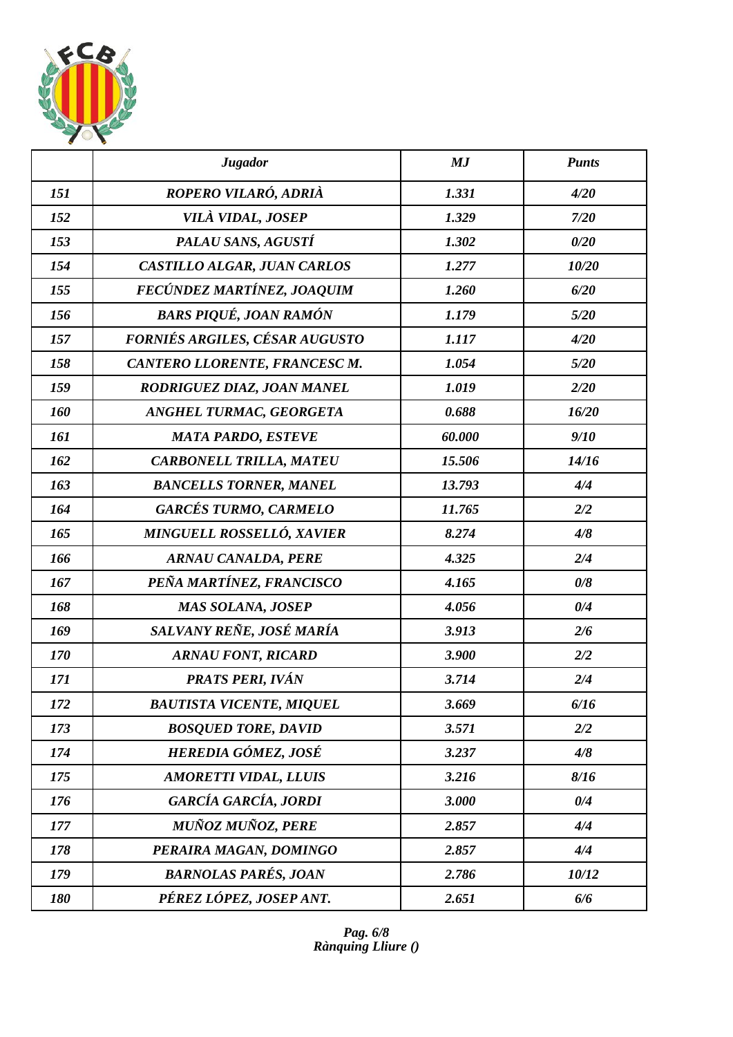|  | *Jugador* | *MJ* | *Punts* |
|---|---|---|---|
| *151* | *ROPERO VILARÓ, ADRIÀ* | *1.331* | *4/20* |
| *152* | *VILÀ VIDAL, JOSEP* | *1.329* | *7/20* |
| *153* | *PALAU SANS, AGUSTÍ* | *1.302* | *0/20* |
| *154* | *CASTILLO ALGAR, JUAN CARLOS* | *1.277* | *10/20* |
| *155* | *FECÚNDEZ MARTÍNEZ, JOAQUIM* | *1.260* | *6/20* |
| *156* | *BARS PIQUÉ, JOAN RAMÓN* | *1.179* | *5/20* |
| *157* | *FORNIÉS ARGILES, CÉSAR AUGUSTO* | *1.117* | *4/20* |
| *158* | *CANTERO LLORENTE, FRANCESC M.* | *1.054* | *5/20* |
| *159* | *RODRIGUEZ DIAZ, JOAN MANEL* | *1.019* | *2/20* |
| *160* | *ANGHEL TURMAC, GEORGETA* | *0.688* | *16/20* |
| *161* | *MATA PARDO, ESTEVE* | *60.000* | *9/10* |
| *162* | *CARBONELL TRILLA, MATEU* | *15.506* | *14/16* |
| *163* | *BANCELLS TORNER, MANEL* | *13.793* | *4/4* |
| *164* | *GARCÉS TURMO, CARMELO* | *11.765* | *2/2* |
| *165* | *MINGUELL ROSSELLÓ, XAVIER* | *8.274* | *4/8* |
| *166* | *ARNAU CANALDA, PERE* | *4.325* | *2/4* |
| *167* | *PEÑA MARTÍNEZ, FRANCISCO* | *4.165* | *0/8* |
| *168* | *MAS SOLANA, JOSEP* | *4.056* | *0/4* |
| *169* | *SALVANY REÑE, JOSÉ MARÍA* | *3.913* | *2/6* |
| *170* | *ARNAU FONT, RICARD* | *3.900* | *2/2* |
| *171* | *PRATS PERI, IVÁN* | *3.714* | *2/4* |
| *172* | *BAUTISTA VICENTE, MIQUEL* | *3.669* | *6/16* |
| *173* | *BOSQUED TORE, DAVID* | *3.571* | *2/2* |
| *174* | *HEREDIA GÓMEZ, JOSÉ* | *3.237* | *4/8* |
| *175* | *AMORETTI VIDAL, LLUIS* | *3.216* | *8/16* |
| *176* | *GARCÍA GARCÍA, JORDI* | *3.000* | *0/4* |
| *177* | *MUÑOZ MUÑOZ, PERE* | *2.857* | *4/4* |
| *178* | *PERAIRA MAGAN, DOMINGO* | *2.857* | *4/4* |
| *179* | *BARNOLAS PARÉS, JOAN* | *2.786* | *10/12* |
| *180* | *PÉREZ LÓPEZ, JOSEP ANT.* | *2.651* | *6/6* |

*Rànquing Lliure ()*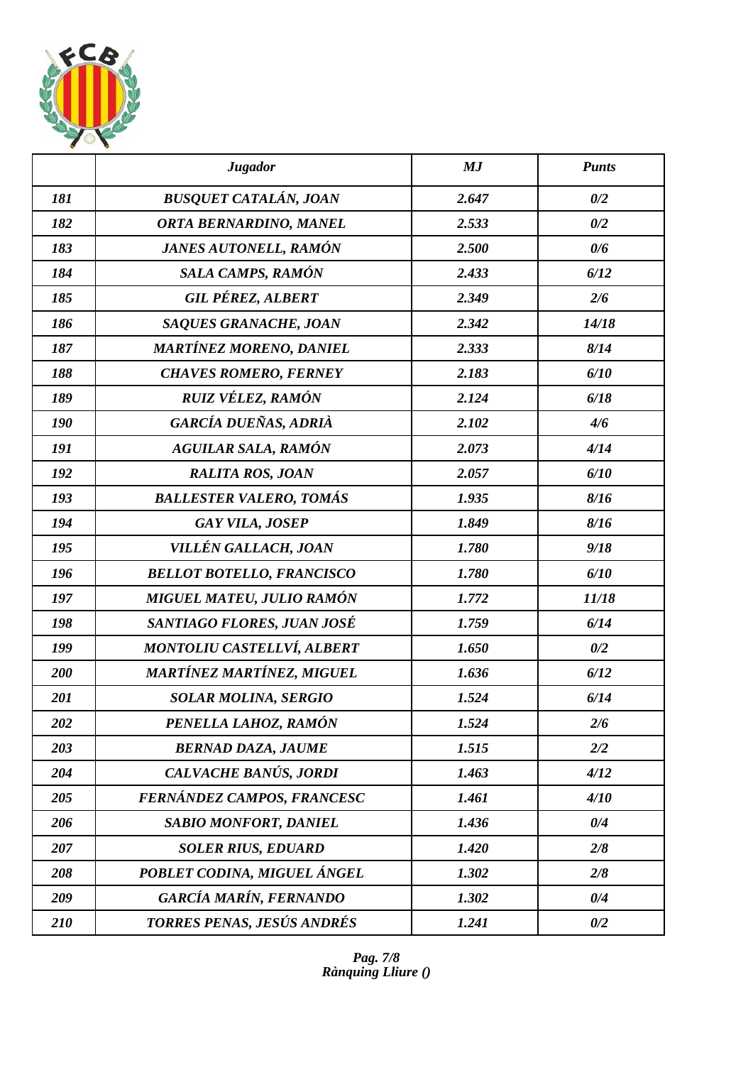|  | *Jugador* | *MJ* | *Punts* |
|---|---|---|---|
| *181* | *BUSQUET CATALÁN, JOAN* | *2.647* | *0/2* |
| *182* | *ORTA BERNARDINO, MANEL* | *2.533* | *0/2* |
| *183* | *JANES AUTONELL, RAMÓN* | *2.500* | *0/6* |
| *184* | *SALA CAMPS, RAMÓN* | *2.433* | *6/12* |
| *185* | *GIL PÉREZ, ALBERT* | *2.349* | *2/6* |
| *186* | *SAQUES GRANACHE, JOAN* | *2.342* | *14/18* |
| *187* | *MARTÍNEZ MORENO, DANIEL* | *2.333* | *8/14* |
| *188* | *CHAVES ROMERO, FERNEY* | *2.183* | *6/10* |
| *189* | *RUIZ VÉLEZ, RAMÓN* | *2.124* | *6/18* |
| *190* | *GARCÍA DUEÑAS, ADRIÀ* | *2.102* | *4/6* |
| *191* | *AGUILAR SALA, RAMÓN* | *2.073* | *4/14* |
| *192* | *RALITA ROS, JOAN* | *2.057* | *6/10* |
| *193* | *BALLESTER VALERO, TOMÁS* | *1.935* | *8/16* |
| *194* | *GAY VILA, JOSEP* | *1.849* | *8/16* |
| *195* | *VILLÉN GALLACH, JOAN* | *1.780* | *9/18* |
| *196* | *BELLOT BOTELLO, FRANCISCO* | *1.780* | *6/10* |
| *197* | *MIGUEL MATEU, JULIO RAMÓN* | *1.772* | *11/18* |
| *198* | *SANTIAGO FLORES, JUAN JOSÉ* | *1.759* | *6/14* |
| *199* | *MONTOLIU CASTELLVÍ, ALBERT* | *1.650* | *0/2* |
| *200* | *MARTÍNEZ MARTÍNEZ, MIGUEL* | *1.636* | *6/12* |
| *201* | *SOLAR MOLINA, SERGIO* | *1.524* | *6/14* |
| *202* | *PENELLA LAHOZ, RAMÓN* | *1.524* | *2/6* |
| *203* | *BERNAD DAZA, JAUME* | *1.515* | *2/2* |
| *204* | *CALVACHE BANÚS, JORDI* | *1.463* | *4/12* |
| *205* | *FERNÁNDEZ CAMPOS, FRANCESC* | *1.461* | *4/10* |
| *206* | *SABIO MONFORT, DANIEL* | *1.436* | *0/4* |
| *207* | *SOLER RIUS, EDUARD* | *1.420* | *2/8* |
| *208* | *POBLET CODINA, MIGUEL ÁNGEL* | *1.302* | *2/8* |
| *209* | *GARCÍA MARÍN, FERNANDO* | *1.302* | *0/4* |
| *210* | *TORRES PENAS, JESÚS ANDRÉS* | *1.241* | *0/2* |

*Rànquing Lliure ()*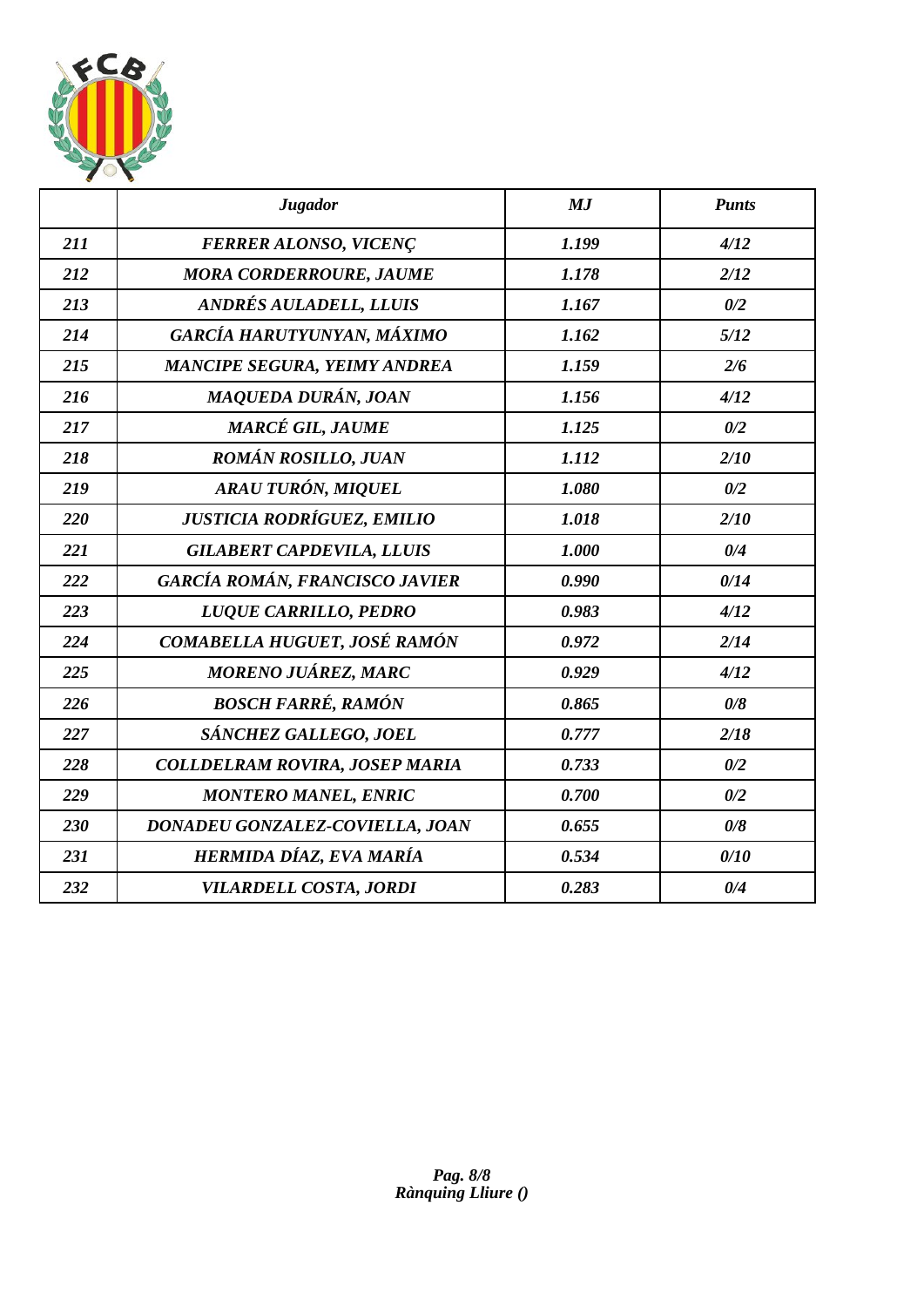| | *Jugador* | *MJ* | *Punts* |
|---|---|---|---|
| *211* | *FERRER ALONSO, VICENÇ* | *1.199* | *4/12* |
| *212* | *MORA CORDERROURE, JAUME* | *1.178* | *2/12* |
| *213* | *ANDRÉS AULADELL, LLUIS* | *1.167* | *0/2* |
| *214* | *GARCÍA HARUTYUNYAN, MÁXIMO* | *1.162* | *5/12* |
| *215* | *MANCIPE SEGURA, YEIMY ANDREA* | *1.159* | *2/6* |
| *216* | *MAQUEDA DURÁN, JOAN* | *1.156* | *4/12* |
| *217* | *MARCÉ GIL, JAUME* | *1.125* | *0/2* |
| *218* | *ROMÁN ROSILLO, JUAN* | *1.112* | *2/10* |
| *219* | *ARAU TURÓN, MIQUEL* | *1.080* | *0/2* |
| *220* | *JUSTICIA RODRÍGUEZ, EMILIO* | *1.018* | *2/10* |
| *221* | *GILABERT CAPDEVILA, LLUIS* | *1.000* | *0/4* |
| *222* | *GARCÍA ROMÁN, FRANCISCO JAVIER* | *0.990* | *0/14* |
| *223* | *LUQUE CARRILLO, PEDRO* | *0.983* | *4/12* |
| *224* | *COMABELLA HUGUET, JOSÉ RAMÓN* | *0.972* | *2/14* |
| *225* | *MORENO JUÁREZ, MARC* | *0.929* | *4/12* |
| *226* | *BOSCH FARRÉ, RAMÓN* | *0.865* | *0/8* |
| *227* | *SÁNCHEZ GALLEGO, JOEL* | *0.777* | *2/18* |
| *228* | *COLLDELRAM ROVIRA, JOSEP MARIA* | *0.733* | *0/2* |
| *229* | *MONTERO MANEL, ENRIC* | *0.700* | *0/2* |
| *230* | *DONADEU GONZALEZ-COVIELLA, JOAN* | *0.655* | *0/8* |
| *231* | *HERMIDA DÍAZ, EVA MARÍA* | *0.534* | *0/10* |
| *232* | *VILARDELL COSTA, JORDI* | *0.283* | *0/4* |